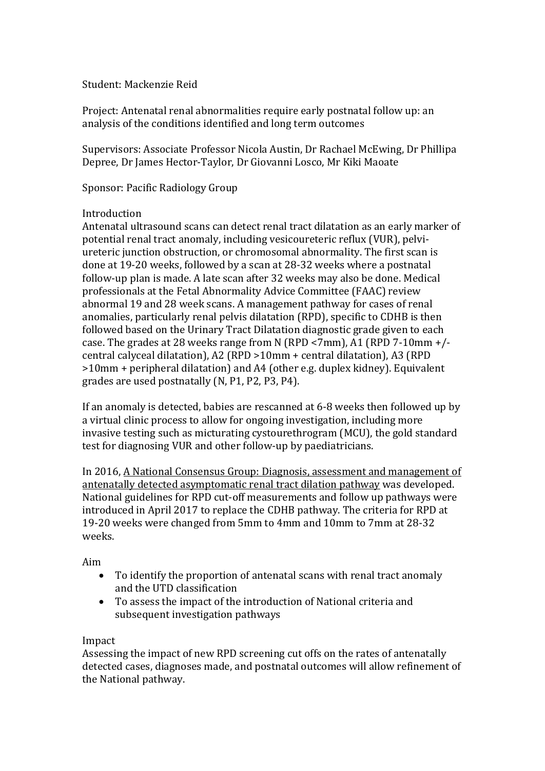Student: Mackenzie Reid

Project: Antenatal renal abnormalities require early postnatal follow up: an analysis of the conditions identified and long term outcomes

Supervisors: Associate Professor Nicola Austin, Dr Rachael McEwing, Dr Phillipa Depree, Dr James Hector-Taylor, Dr Giovanni Losco, Mr Kiki Maoate

Sponsor: Pacific Radiology Group

## Introduction

Antenatal ultrasound scans can detect renal tract dilatation as an early marker of potential renal tract anomaly, including vesicoureteric reflux (VUR), pelvi-ureteric junction obstruction, or chromosomal abnormality. The first scan is done at 19-20 weeks, followed by a scan at 28-32 weeks where a postnatal follow-up plan is made. A late scan after 32 weeks may also be done. Medical professionals at the Fetal Abnormality Advice Committee (FAAC) review abnormal 19 and 28 week scans. A management pathway for cases of renal anomalies, particularly renal pelvis dilatation (RPD), specific to CDHB is then followed based on the Urinary Tract Dilatation diagnostic grade given to each case. The grades at 28 weeks range from N (RPD <7mm), A1 (RPD 7-10mm +/- central calyceal dilatation), A2 (RPD >10mm + central dilatation), A3 (RPD >10mm + peripheral dilatation) and A4 (other e.g. duplex kidney). Equivalent grades are used postnatally (N, P1, P2, P3, P4).

If an anomaly is detected, babies are rescanned at 6-8 weeks then followed up by a virtual clinic process to allow for ongoing investigation, including more invasive testing such as micturating cystourethrogram (MCU), the gold standard test for diagnosing VUR and other follow-up by paediatricians.

In 2016, A National Consensus Group: Diagnosis, assessment and management of antenatally detected asymptomatic renal tract dilation pathway was developed. National guidelines for RPD cut-off measurements and follow up pathways were introduced in April 2017 to replace the CDHB pathway. The criteria for RPD at 19-20 weeks were changed from 5mm to 4mm and 10mm to 7mm at 28-32 weeks.

## Aim

- To identify the proportion of antenatal scans with renal tract anomaly and the UTD classification
- To assess the impact of the introduction of National criteria and subsequent investigation pathways

## Impact

Assessing the impact of new RPD screening cut offs on the rates of antenatally detected cases, diagnoses made, and postnatal outcomes will allow refinement of the National pathway.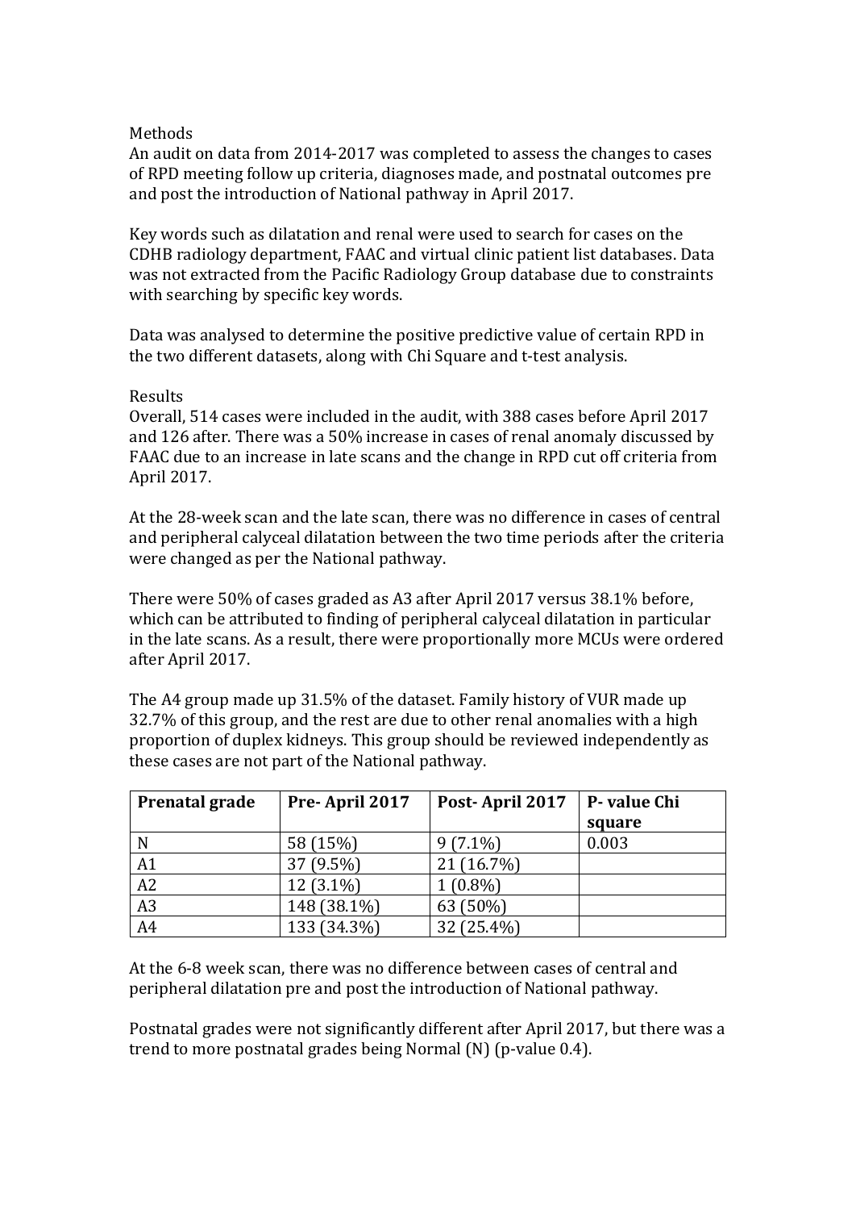## Methods

An audit on data from 2014-2017 was completed to assess the changes to cases of RPD meeting follow up criteria, diagnoses made, and postnatal outcomes pre and post the introduction of National pathway in April 2017.

Key words such as dilatation and renal were used to search for cases on the CDHB radiology department, FAAC and virtual clinic patient list databases. Data was not extracted from the Pacific Radiology Group database due to constraints with searching by specific key words.

Data was analysed to determine the positive predictive value of certain RPD in the two different datasets, along with Chi Square and t-test analysis.

## Results

Overall, 514 cases were included in the audit, with 388 cases before April 2017 and 126 after. There was a 50% increase in cases of renal anomaly discussed by FAAC due to an increase in late scans and the change in RPD cut off criteria from April 2017.

At the 28-week scan and the late scan, there was no difference in cases of central and peripheral calyceal dilatation between the two time periods after the criteria were changed as per the National pathway.

There were 50% of cases graded as A3 after April 2017 versus 38.1% before, which can be attributed to finding of peripheral calyceal dilatation in particular in the late scans. As a result, there were proportionally more MCUs were ordered after April 2017.

The A4 group made up 31.5% of the dataset. Family history of VUR made up 32.7% of this group, and the rest are due to other renal anomalies with a high proportion of duplex kidneys. This group should be reviewed independently as these cases are not part of the National pathway.

| **Prenatal grade** | **Pre- April 2017** | **Post- April 2017** | **P- value Chi square** |
|---|---|---|---|
| N | 58 (15%) | 9 (7.1%) | 0.003 |
| A1 | 37 (9.5%) | 21 (16.7%) | |
| A2 | 12 (3.1%) | 1 (0.8%) | |
| A3 | 148 (38.1%) | 63 (50%) | |
| A4 | 133 (34.3%) | 32 (25.4%) | |

At the 6-8 week scan, there was no difference between cases of central and peripheral dilatation pre and post the introduction of National pathway.

Postnatal grades were not significantly different after April 2017, but there was a trend to more postnatal grades being Normal (N) (p-value 0.4).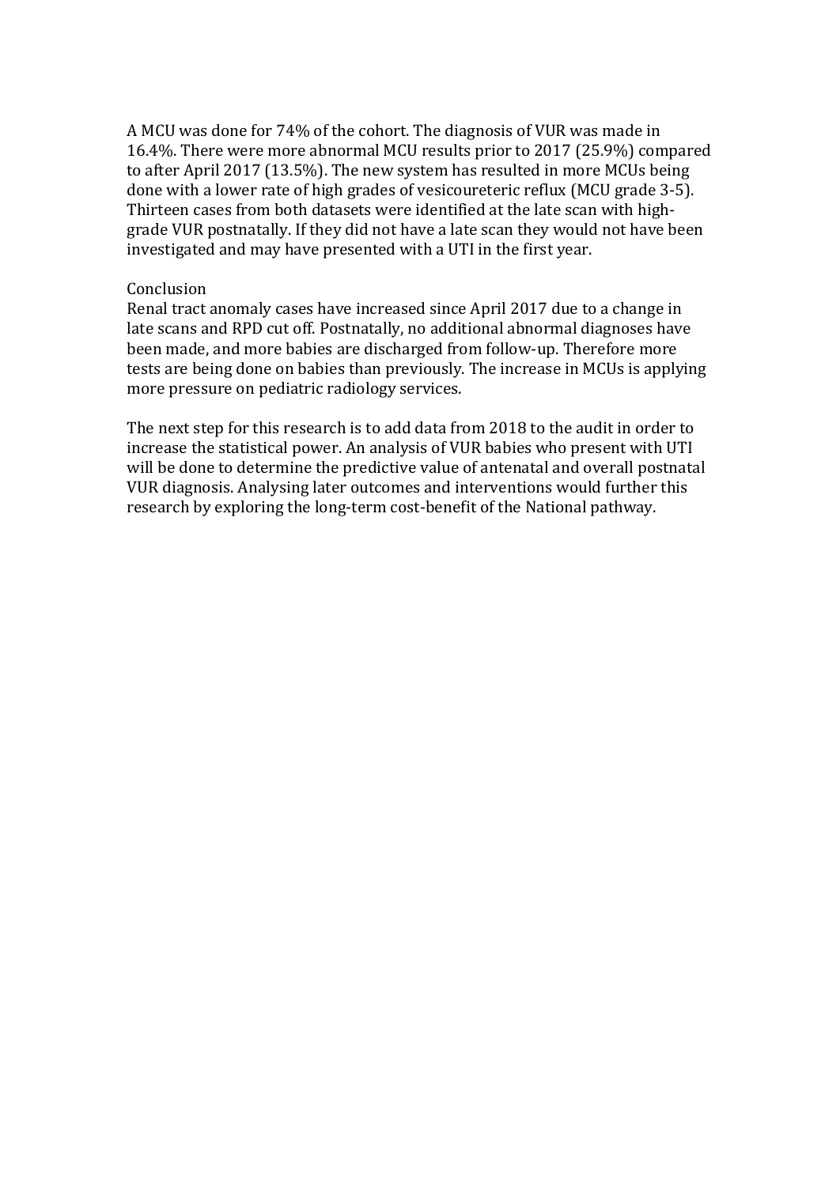A MCU was done for 74% of the cohort. The diagnosis of VUR was made in 16.4%. There were more abnormal MCU results prior to 2017 (25.9%) compared to after April 2017 (13.5%). The new system has resulted in more MCUs being done with a lower rate of high grades of vesicoureteric reflux (MCU grade 3-5). Thirteen cases from both datasets were identified at the late scan with high-grade VUR postnatally. If they did not have a late scan they would not have been investigated and may have presented with a UTI in the first year.

## Conclusion

Renal tract anomaly cases have increased since April 2017 due to a change in late scans and RPD cut off. Postnatally, no additional abnormal diagnoses have been made, and more babies are discharged from follow-up. Therefore more tests are being done on babies than previously. The increase in MCUs is applying more pressure on pediatric radiology services.

The next step for this research is to add data from 2018 to the audit in order to increase the statistical power. An analysis of VUR babies who present with UTI will be done to determine the predictive value of antenatal and overall postnatal VUR diagnosis. Analysing later outcomes and interventions would further this research by exploring the long-term cost-benefit of the National pathway.